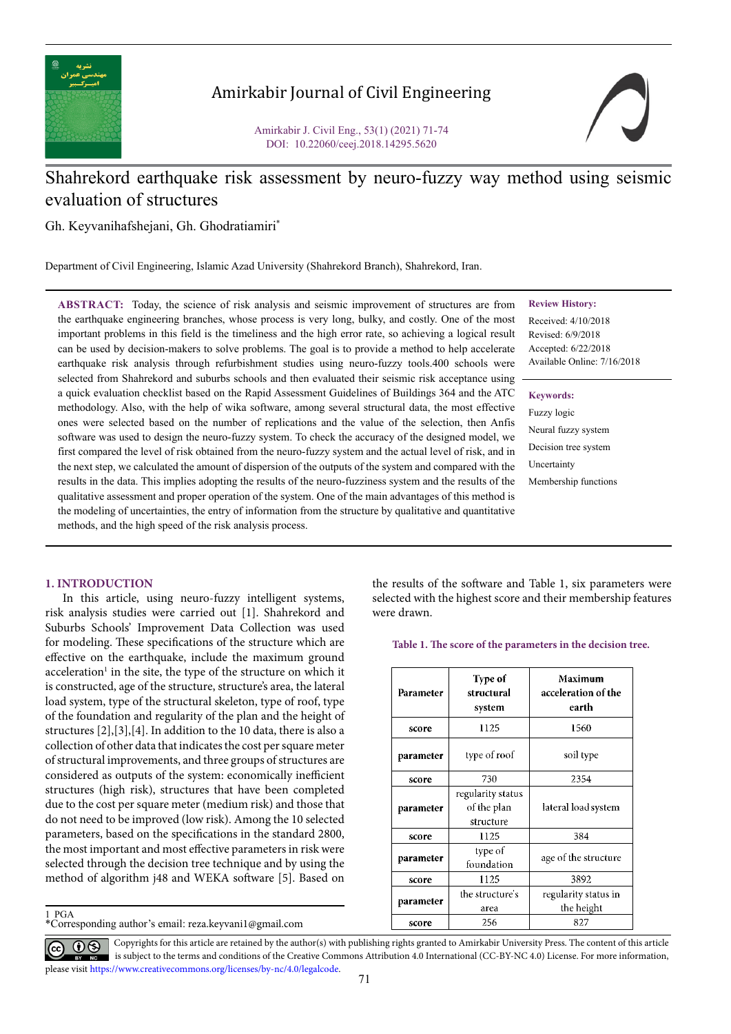# Shahrekord earthquake risk assessment by neuro-fuzzy way method using seismic evaluation of structures

Gh. Keyvanihafshejani, Gh. Ghodratiamiri*

Department of Civil Engineering, Islamic Azad University (Shahrekord Branch), Shahrekord, Iran.

**Review History:**

Received: 4/10/2018
Revised: 6/9/2018
Accepted: 6/22/2018
Available Online: 7/16/2018

**Keywords:**

Fuzzy logic
Neural fuzzy system
Decision tree system
Uncertainty
Membership functions

**ABSTRACT:** Today, the science of risk analysis and seismic improvement of structures are from the earthquake engineering branches, whose process is very long, bulky, and costly. One of the most important problems in this field is the timeliness and the high error rate, so achieving a logical result can be used by decision-makers to solve problems. The goal is to provide a method to help accelerate earthquake risk analysis through refurbishment studies using neuro-fuzzy tools.400 schools were selected from Shahrekord and suburbs schools and then evaluated their seismic risk acceptance using a quick evaluation checklist based on the Rapid Assessment Guidelines of Buildings 364 and the ATC methodology. Also, with the help of wika software, among several structural data, the most effective ones were selected based on the number of replications and the value of the selection, then Anfis software was used to design the neuro-fuzzy system. To check the accuracy of the designed model, we first compared the level of risk obtained from the neuro-fuzzy system and the actual level of risk, and in the next step, we calculated the amount of dispersion of the outputs of the system and compared with the results in the data. This implies adopting the results of the neuro-fuzziness system and the results of the qualitative assessment and proper operation of the system. One of the main advantages of this method is the modeling of uncertainties, the entry of information from the structure by qualitative and quantitative methods, and the high speed of the risk analysis process.

## 1. INTRODUCTION

In this article, using neuro-fuzzy intelligent systems, risk analysis studies were carried out [1]. Shahrekord and Suburbs Schools' Improvement Data Collection was used for modeling. These specifications of the structure which are effective on the earthquake, include the maximum ground acceleration[1] in the site, the type of the structure on which it is constructed, age of the structure, structure's area, the lateral load system, type of the structural skeleton, type of roof, type of the foundation and regularity of the plan and the height of structures [2],[3],[4]. In addition to the 10 data, there is also a collection of other data that indicates the cost per square meter of structural improvements, and three groups of structures are considered as outputs of the system: economically inefficient structures (high risk), structures that have been completed due to the cost per square meter (medium risk) and those that do not need to be improved (low risk). Among the 10 selected parameters, based on the specifications in the standard 2800, the most important and most effective parameters in risk were selected through the decision tree technique and by using the method of algorithm j48 and WEKA software [5]. Based on the results of the software and Table 1, six parameters were selected with the highest score and their membership features were drawn.

Table 1. The score of the parameters in the decision tree.

| Parameter | Type of structural system | Maximum acceleration of the earth |
|---|---|---|
| score | 1125 | 1560 |
| parameter | type of roof | soil type |
| score | 730 | 2354 |
| parameter | regularity status of the plan structure | lateral load system |
| score | 1125 | 384 |
| parameter | type of foundation | age of the structure |
| score | 1125 | 3892 |
| parameter | the structure's area | regularity status in the height |
| score | 256 | 827 |

1 PGA

*Corresponding author's email: reza.keyvani1@gmail.com

Copyrights for this article are retained by the author(s) with publishing rights granted to Amirkabir University Press. The content of this article is subject to the terms and conditions of the Creative Commons Attribution 4.0 International (CC-BY-NC 4.0) License. For more information, please visit https://www.creativecommons.org/licenses/by-nc/4.0/legalcode.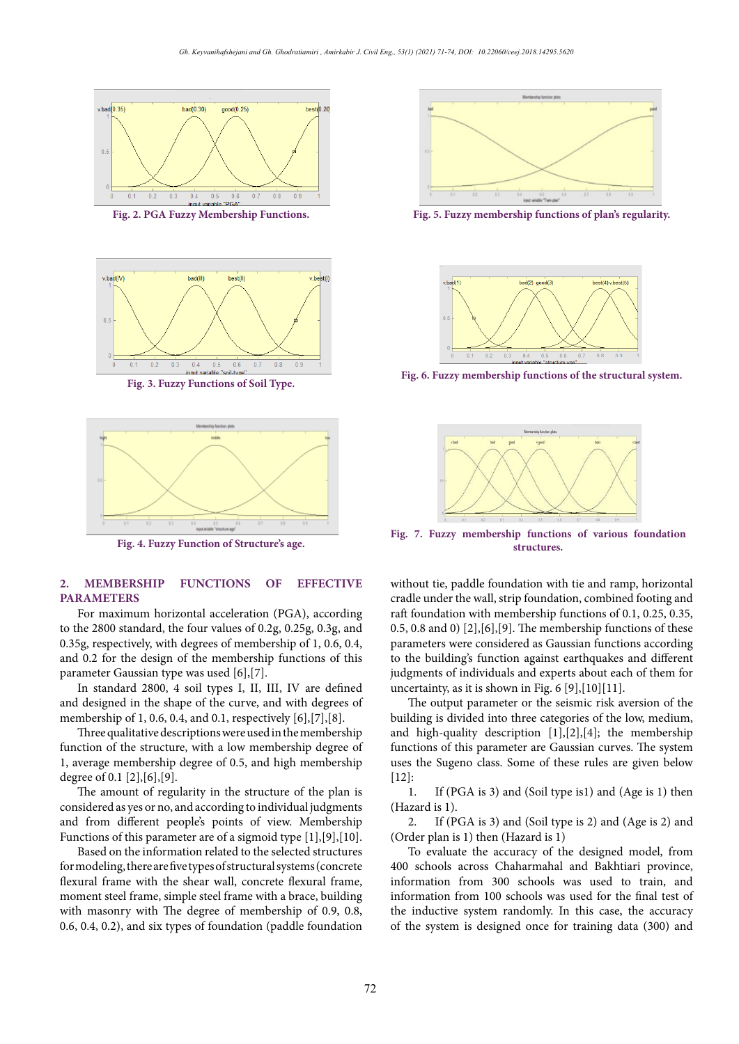Fig. 2. PGA Fuzzy Membership Functions.

Fig. 5. Fuzzy membership functions of plan's regularity.

Fig. 3. Fuzzy Functions of Soil Type.

Fig. 6. Fuzzy membership functions of the structural system.

Fig. 4. Fuzzy Function of Structure's age.

Fig. 7. Fuzzy membership functions of various foundation structures.

## 2. MEMBERSHIP FUNCTIONS OF EFFECTIVE PARAMETERS

For maximum horizontal acceleration (PGA), according to the 2800 standard, the four values of 0.2g, 0.25g, 0.3g, and 0.35g, respectively, with degrees of membership of 1, 0.6, 0.4, and 0.2 for the design of the membership functions of this parameter Gaussian type was used [6],[7].

In standard 2800, 4 soil types I, II, III, IV are defined and designed in the shape of the curve, and with degrees of membership of 1, 0.6, 0.4, and 0.1, respectively [6],[7],[8].

Three qualitative descriptions were used in the membership function of the structure, with a low membership degree of 1, average membership degree of 0.5, and high membership degree of 0.1 [2],[6],[9].

The amount of regularity in the structure of the plan is considered as yes or no, and according to individual judgments and from different people's points of view. Membership Functions of this parameter are of a sigmoid type [1],[9],[10].

Based on the information related to the selected structures for modeling, there are five types of structural systems (concrete flexural frame with the shear wall, concrete flexural frame, moment steel frame, simple steel frame with a brace, building with masonry with The degree of membership of 0.9, 0.8, 0.6, 0.4, 0.2), and six types of foundation (paddle foundation without tie, paddle foundation with tie and ramp, horizontal cradle under the wall, strip foundation, combined footing and raft foundation with membership functions of 0.1, 0.25, 0.35, 0.5, 0.8 and 0) [2],[6],[9]. The membership functions of these parameters were considered as Gaussian functions according to the building's function against earthquakes and different judgments of individuals and experts about each of them for uncertainty, as it is shown in Fig. 6 [9],[10][11].

The output parameter or the seismic risk aversion of the building is divided into three categories of the low, medium, and high-quality description [1],[2],[4]; the membership functions of this parameter are Gaussian curves. The system uses the Sugeno class. Some of these rules are given below [12]:

1. If (PGA is 3) and (Soil type is1) and (Age is 1) then (Hazard is 1).
2. If (PGA is 3) and (Soil type is 2) and (Age is 2) and (Order plan is 1) then (Hazard is 1)

To evaluate the accuracy of the designed model, from 400 schools across Chaharmahal and Bakhtiari province, information from 300 schools was used to train, and information from 100 schools was used for the final test of the inductive system randomly. In this case, the accuracy of the system is designed once for training data (300) and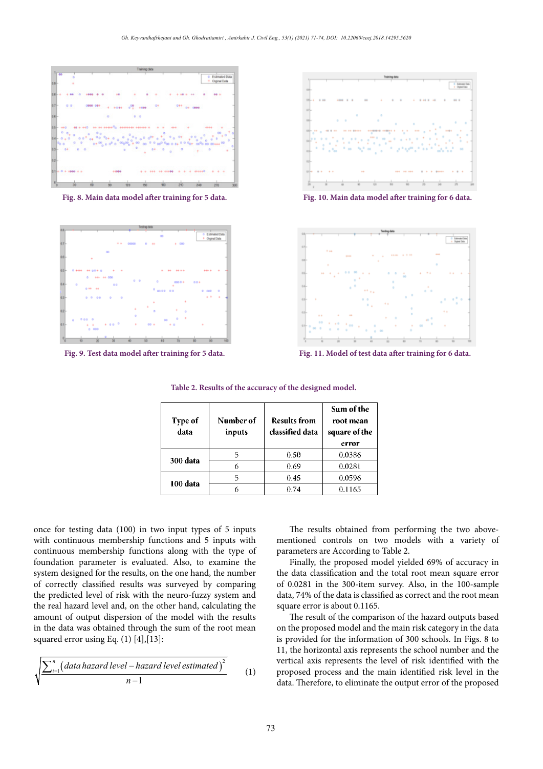Fig. 8. Main data model after training for 5 data.

Fig. 10. Main data model after training for 6 data.

Fig. 9. Test data model after training for 5 data.

Fig. 11. Model of test data after training for 6 data.

**Table 2. Results of the accuracy of the designed model.**

| Type of data | Number of inputs | Results from classified data | Sum of the root mean square of the error |
|---|---|---|---|
| 300 data | 5 | 0.50 | 0.0386 |
| | 6 | 0.69 | 0.0281 |
| 100 data | 5 | 0.45 | 0.0596 |
| | 6 | 0.74 | 0.1165 |

once for testing data (100) in two input types of 5 inputs with continuous membership functions and 5 inputs with continuous membership functions along with the type of foundation parameter is evaluated. Also, to examine the system designed for the results, on the one hand, the number of correctly classified results was surveyed by comparing the predicted level of risk with the neuro-fuzzy system and the real hazard level and, on the other hand, calculating the amount of output dispersion of the model with the results in the data was obtained through the sum of the root mean squared error using Eq. (1) [4],[13]:

$$\sqrt{\frac{\sum_{i=1}^{n}\left(data\ hazard\ level - hazard\ level\ estimated\right)^{2}}{n-1}} \tag{1}$$

The results obtained from performing the two above-mentioned controls on two models with a variety of parameters are According to Table 2.

Finally, the proposed model yielded 69% of accuracy in the data classification and the total root mean square error of 0.0281 in the 300-item survey. Also, in the 100-sample data, 74% of the data is classified as correct and the root mean square error is about 0.1165.

The result of the comparison of the hazard outputs based on the proposed model and the main risk category in the data is provided for the information of 300 schools. In Figs. 8 to 11, the horizontal axis represents the school number and the vertical axis represents the level of risk identified with the proposed process and the main identified risk level in the data. Therefore, to eliminate the output error of the proposed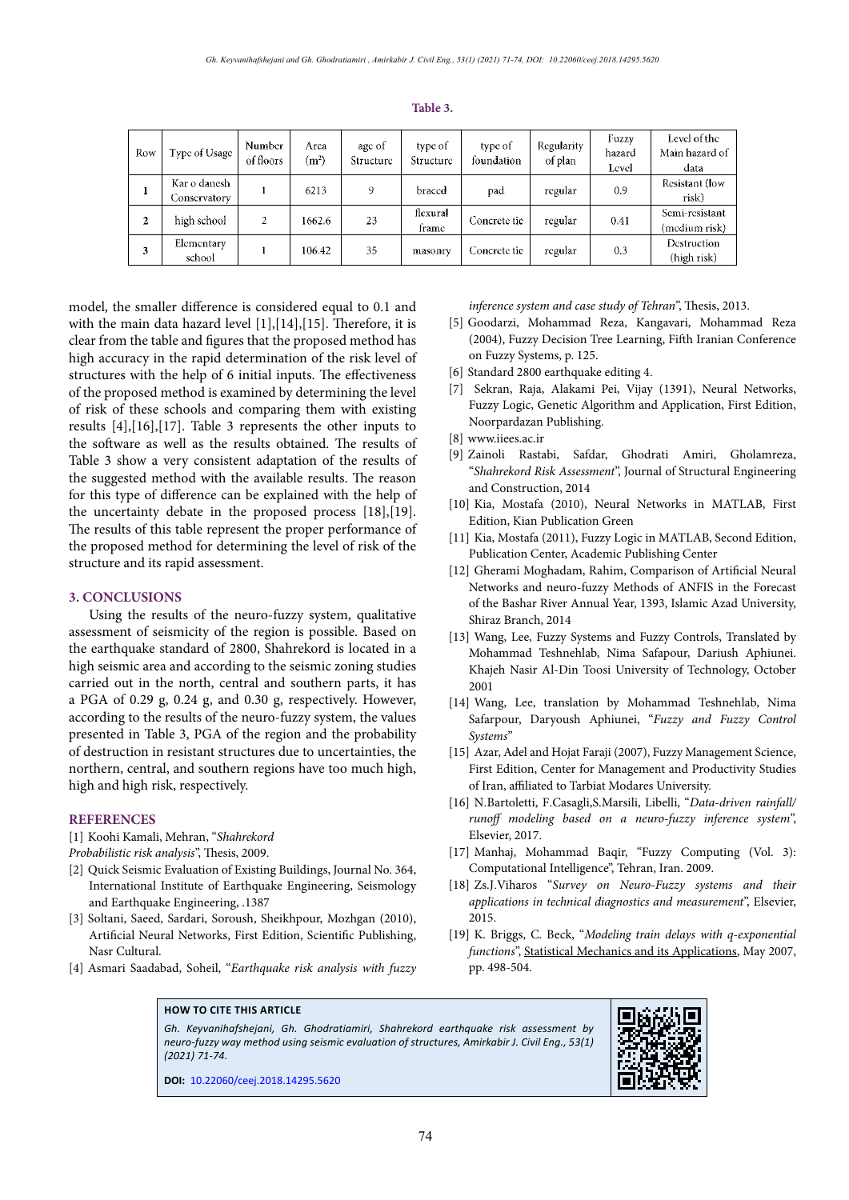**Table 3.**

| Row | Type of Usage | Number of floors | Area ($m^2$) | age of Structure | type of Structure | type of foundation | Regularity of plan | Fuzzy hazard Level | Level of the Main hazard of data |
|---|---|---|---|---|---|---|---|---|---|
| **1** | Kar o danesh Conservatory | 1 | 6213 | 9 | braced | pad | regular | 0.9 | Resistant (low risk) |
| **2** | high school | 2 | 1662.6 | 23 | flexural frame | Concrete tie | regular | 0.41 | Semi-resistant (medium risk) |
| **3** | Elementary school | 1 | 106.42 | 35 | masonry | Concrete tie | regular | 0.3 | Destruction (high risk) |

model, the smaller difference is considered equal to 0.1 and with the main data hazard level [1],[14],[15]. Therefore, it is clear from the table and figures that the proposed method has high accuracy in the rapid determination of the risk level of structures with the help of 6 initial inputs. The effectiveness of the proposed method is examined by determining the level of risk of these schools and comparing them with existing results [4],[16],[17]. Table 3 represents the other inputs to the software as well as the results obtained. The results of Table 3 show a very consistent adaptation of the results of the suggested method with the available results. The reason for this type of difference can be explained with the help of the uncertainty debate in the proposed process [18],[19]. The results of this table represent the proper performance of the proposed method for determining the level of risk of the structure and its rapid assessment.

## 3. CONCLUSIONS

Using the results of the neuro-fuzzy system, qualitative assessment of seismicity of the region is possible. Based on the earthquake standard of 2800, Shahrekord is located in a high seismic area and according to the seismic zoning studies carried out in the north, central and southern parts, it has a PGA of 0.29 g, 0.24 g, and 0.30 g, respectively. However, according to the results of the neuro-fuzzy system, the values presented in Table 3, PGA of the region and the probability of destruction in resistant structures due to uncertainties, the northern, central, and southern regions have too much high, high and high risk, respectively.

## REFERENCES

[1] Koohi Kamali, Mehran, "*Shahrekord Probabilistic risk analysis*", Thesis, 2009.

[2] Quick Seismic Evaluation of Existing Buildings, Journal No. 364, International Institute of Earthquake Engineering, Seismology and Earthquake Engineering, .1387

[3] Soltani, Saeed, Sardari, Soroush, Sheikhpour, Mozhgan (2010), Artificial Neural Networks, First Edition, Scientific Publishing, Nasr Cultural.

[4] Asmari Saadabad, Soheil, "*Earthquake risk analysis with fuzzy inference system and case study of Tehran*", Thesis, 2013.

[5] Goodarzi, Mohammad Reza, Kangavari, Mohammad Reza (2004), Fuzzy Decision Tree Learning, Fifth Iranian Conference on Fuzzy Systems, p. 125.

[6] Standard 2800 earthquake editing 4.

[7] Sekran, Raja, Alakami Pei, Vijay (1391), Neural Networks, Fuzzy Logic, Genetic Algorithm and Application, First Edition, Noorpardazan Publishing.

[8] www.iiees.ac.ir

[9] Zainoli Rastabi, Safdar, Ghodrati Amiri, Gholamreza, "*Shahrekord Risk Assessment*", Journal of Structural Engineering and Construction, 2014

[10] Kia, Mostafa (2010), Neural Networks in MATLAB, First Edition, Kian Publication Green

[11] Kia, Mostafa (2011), Fuzzy Logic in MATLAB, Second Edition, Publication Center, Academic Publishing Center

[12] Gherami Moghadam, Rahim, Comparison of Artificial Neural Networks and neuro-fuzzy Methods of ANFIS in the Forecast of the Bashar River Annual Year, 1393, Islamic Azad University, Shiraz Branch, 2014

[13] Wang, Lee, Fuzzy Systems and Fuzzy Controls, Translated by Mohammad Teshnehlab, Nima Safapour, Dariush Aphiunei. Khajeh Nasir Al-Din Toosi University of Technology, October 2001

[14] Wang, Lee, translation by Mohammad Teshnehlab, Nima Safarpour, Daryoush Aphiunei, "*Fuzzy and Fuzzy Control Systems*"

[15] Azar, Adel and Hojat Faraji (2007), Fuzzy Management Science, First Edition, Center for Management and Productivity Studies of Iran, affiliated to Tarbiat Modares University.

[16] N.Bartoletti, F.Casagli,S.Marsili, Libelli, "*Data-driven rainfall/runoff modeling based on a neuro-fuzzy inference system*", Elsevier, 2017.

[17] Manhaj, Mohammad Baqir, "Fuzzy Computing (Vol. 3): Computational Intelligence", Tehran, Iran. 2009.

[18] Zs.J.Viharos "*Survey on Neuro-Fuzzy systems and their applications in technical diagnostics and measurement*", Elsevier, 2015.

[19] K. Briggs, C. Beck, "*Modeling train delays with q-exponential functions*", Statistical Mechanics and its Applications, May 2007, pp. 498-504.

**HOW TO CITE THIS ARTICLE**

*Gh. Keyvanihafshejani, Gh. Ghodratiamiri, Shahrekord earthquake risk assessment by neuro-fuzzy way method using seismic evaluation of structures, Amirkabir J. Civil Eng., 53(1) (2021) 71-74.*

**DOI:** 10.22060/ceej.2018.14295.5620